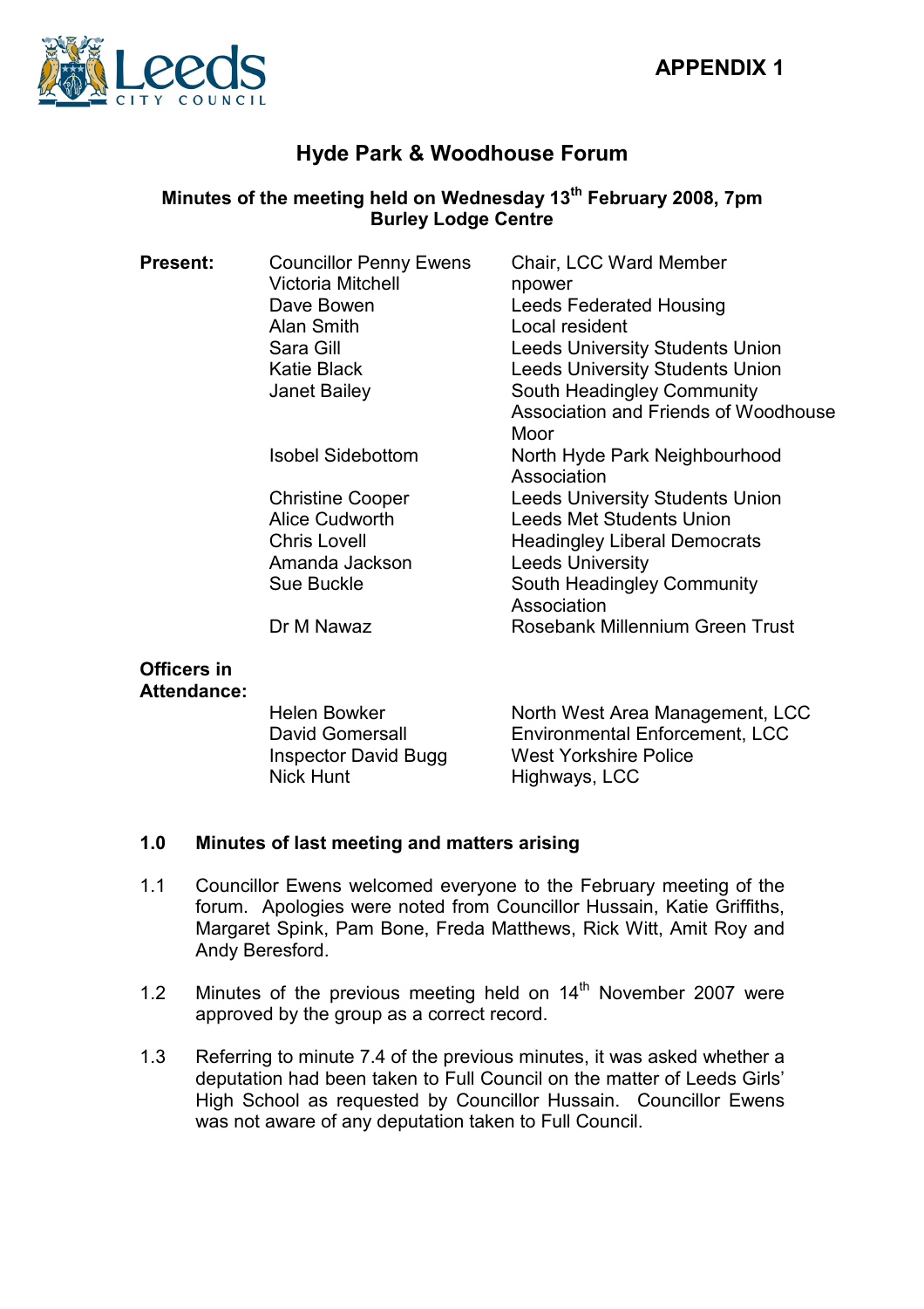**APPENDIX 1**

# Hyde Park & Woodhouse Forum

## Minutes of the meeting held on Wednesday 13th February 2008, 7pm
## Burley Lodge Centre

| **Present:** | | |
|---|---|---|
| | Councillor Penny Ewens | Chair, LCC Ward Member |
| | Victoria Mitchell | npower |
| | Dave Bowen | Leeds Federated Housing |
| | Alan Smith | Local resident |
| | Sara Gill | Leeds University Students Union |
| | Katie Black | Leeds University Students Union |
| | Janet Bailey | South Headingley Community Association and Friends of Woodhouse Moor |
| | Isobel Sidebottom | North Hyde Park Neighbourhood Association |
| | Christine Cooper | Leeds University Students Union |
| | Alice Cudworth | Leeds Met Students Union |
| | Chris Lovell | Headingley Liberal Democrats |
| | Amanda Jackson | Leeds University |
| | Sue Buckle | South Headingley Community Association |
| | Dr M Nawaz | Rosebank Millennium Green Trust |

| **Officers in Attendance:** | | |
|---|---|---|
| | Helen Bowker | North West Area Management, LCC |
| | David Gomersall | Environmental Enforcement, LCC |
| | Inspector David Bugg | West Yorkshire Police |
| | Nick Hunt | Highways, LCC |

### 1.0 Minutes of last meeting and matters arising

1.1 Councillor Ewens welcomed everyone to the February meeting of the forum. Apologies were noted from Councillor Hussain, Katie Griffiths, Margaret Spink, Pam Bone, Freda Matthews, Rick Witt, Amit Roy and Andy Beresford.

1.2 Minutes of the previous meeting held on 14th November 2007 were approved by the group as a correct record.

1.3 Referring to minute 7.4 of the previous minutes, it was asked whether a deputation had been taken to Full Council on the matter of Leeds Girls' High School as requested by Councillor Hussain. Councillor Ewens was not aware of any deputation taken to Full Council.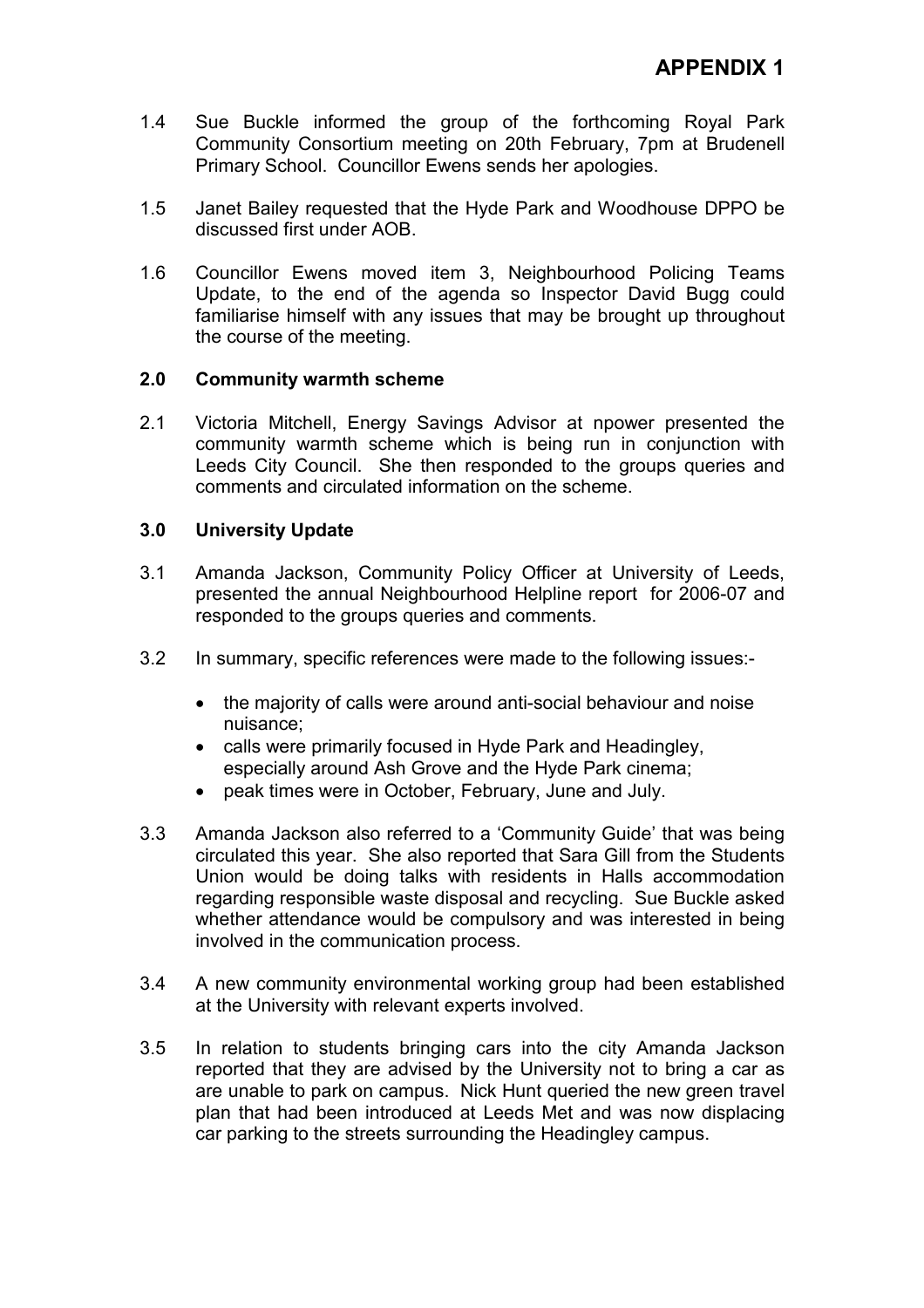# APPENDIX 1

1.4 Sue Buckle informed the group of the forthcoming Royal Park Community Consortium meeting on 20th February, 7pm at Brudenell Primary School. Councillor Ewens sends her apologies.

1.5 Janet Bailey requested that the Hyde Park and Woodhouse DPPO be discussed first under AOB.

1.6 Councillor Ewens moved item 3, Neighbourhood Policing Teams Update, to the end of the agenda so Inspector David Bugg could familiarise himself with any issues that may be brought up throughout the course of the meeting.

**2.0 Community warmth scheme**

2.1 Victoria Mitchell, Energy Savings Advisor at npower presented the community warmth scheme which is being run in conjunction with Leeds City Council. She then responded to the groups queries and comments and circulated information on the scheme.

**3.0 University Update**

3.1 Amanda Jackson, Community Policy Officer at University of Leeds, presented the annual Neighbourhood Helpline report for 2006-07 and responded to the groups queries and comments.

3.2 In summary, specific references were made to the following issues:-

- the majority of calls were around anti-social behaviour and noise nuisance;
- calls were primarily focused in Hyde Park and Headingley, especially around Ash Grove and the Hyde Park cinema;
- peak times were in October, February, June and July.

3.3 Amanda Jackson also referred to a 'Community Guide' that was being circulated this year. She also reported that Sara Gill from the Students Union would be doing talks with residents in Halls accommodation regarding responsible waste disposal and recycling. Sue Buckle asked whether attendance would be compulsory and was interested in being involved in the communication process.

3.4 A new community environmental working group had been established at the University with relevant experts involved.

3.5 In relation to students bringing cars into the city Amanda Jackson reported that they are advised by the University not to bring a car as are unable to park on campus. Nick Hunt queried the new green travel plan that had been introduced at Leeds Met and was now displacing car parking to the streets surrounding the Headingley campus.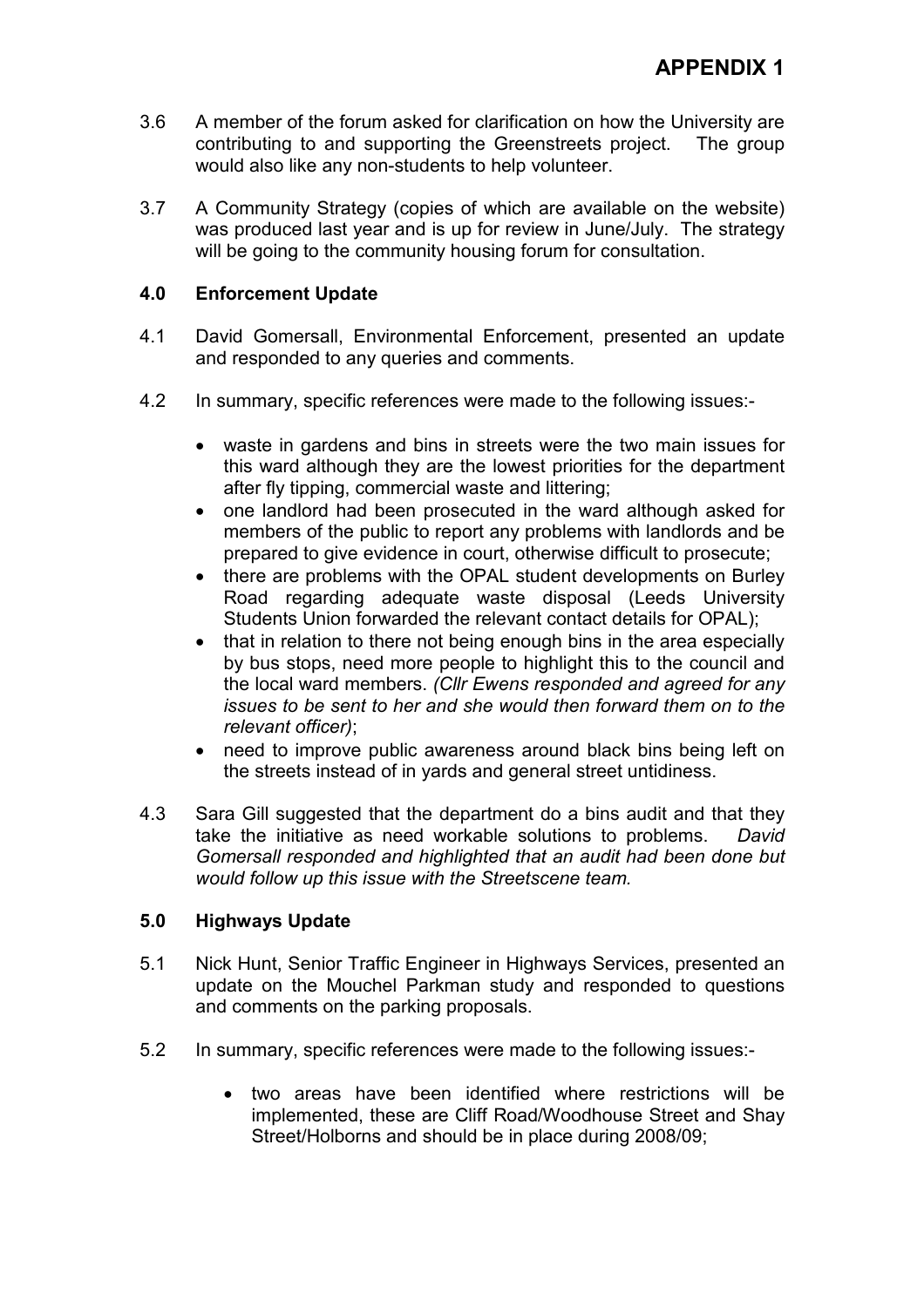**APPENDIX 1**

3.6 A member of the forum asked for clarification on how the University are contributing to and supporting the Greenstreets project. The group would also like any non-students to help volunteer.

3.7 A Community Strategy (copies of which are available on the website) was produced last year and is up for review in June/July. The strategy will be going to the community housing forum for consultation.

**4.0 Enforcement Update**

4.1 David Gomersall, Environmental Enforcement, presented an update and responded to any queries and comments.

4.2 In summary, specific references were made to the following issues:-

- waste in gardens and bins in streets were the two main issues for this ward although they are the lowest priorities for the department after fly tipping, commercial waste and littering;
- one landlord had been prosecuted in the ward although asked for members of the public to report any problems with landlords and be prepared to give evidence in court, otherwise difficult to prosecute;
- there are problems with the OPAL student developments on Burley Road regarding adequate waste disposal (Leeds University Students Union forwarded the relevant contact details for OPAL);
- that in relation to there not being enough bins in the area especially by bus stops, need more people to highlight this to the council and the local ward members. *(Cllr Ewens responded and agreed for any issues to be sent to her and she would then forward them on to the relevant officer)*;
- need to improve public awareness around black bins being left on the streets instead of in yards and general street untidiness.

4.3 Sara Gill suggested that the department do a bins audit and that they take the initiative as need workable solutions to problems. *David Gomersall responded and highlighted that an audit had been done but would follow up this issue with the Streetscene team.*

**5.0 Highways Update**

5.1 Nick Hunt, Senior Traffic Engineer in Highways Services, presented an update on the Mouchel Parkman study and responded to questions and comments on the parking proposals.

5.2 In summary, specific references were made to the following issues:-

- two areas have been identified where restrictions will be implemented, these are Cliff Road/Woodhouse Street and Shay Street/Holborns and should be in place during 2008/09;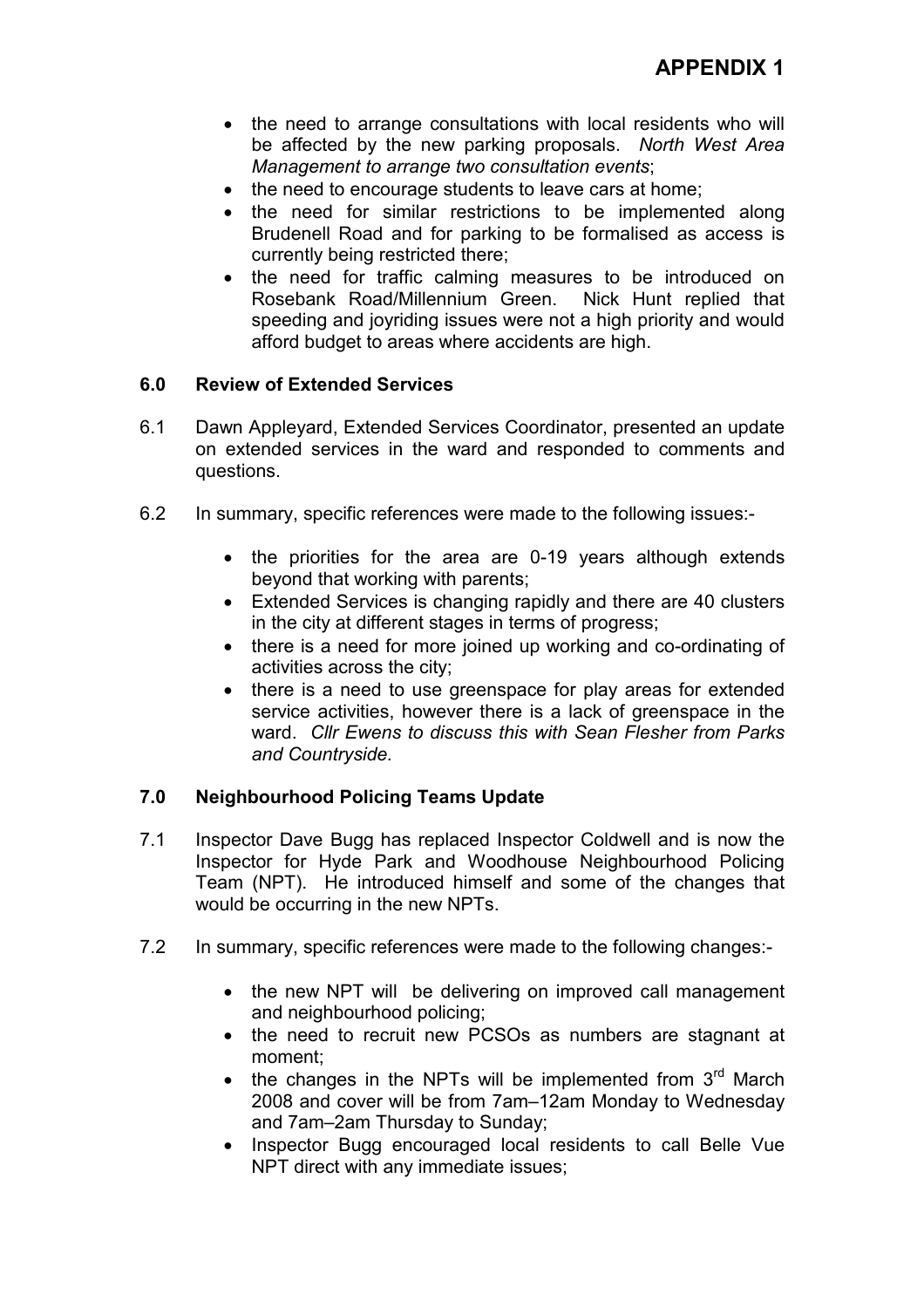**APPENDIX 1**

- the need to arrange consultations with local residents who will be affected by the new parking proposals. *North West Area Management to arrange two consultation events*;
- the need to encourage students to leave cars at home;
- the need for similar restrictions to be implemented along Brudenell Road and for parking to be formalised as access is currently being restricted there;
- the need for traffic calming measures to be introduced on Rosebank Road/Millennium Green. Nick Hunt replied that speeding and joyriding issues were not a high priority and would afford budget to areas where accidents are high.

## 6.0 Review of Extended Services

6.1 Dawn Appleyard, Extended Services Coordinator, presented an update on extended services in the ward and responded to comments and questions.

6.2 In summary, specific references were made to the following issues:-

- the priorities for the area are 0-19 years although extends beyond that working with parents;
- Extended Services is changing rapidly and there are 40 clusters in the city at different stages in terms of progress;
- there is a need for more joined up working and co-ordinating of activities across the city;
- there is a need to use greenspace for play areas for extended service activities, however there is a lack of greenspace in the ward. *Cllr Ewens to discuss this with Sean Flesher from Parks and Countryside.*

## 7.0 Neighbourhood Policing Teams Update

7.1 Inspector Dave Bugg has replaced Inspector Coldwell and is now the Inspector for Hyde Park and Woodhouse Neighbourhood Policing Team (NPT). He introduced himself and some of the changes that would be occurring in the new NPTs.

7.2 In summary, specific references were made to the following changes:-

- the new NPT will be delivering on improved call management and neighbourhood policing;
- the need to recruit new PCSOs as numbers are stagnant at moment;
- the changes in the NPTs will be implemented from 3rd March 2008 and cover will be from 7am–12am Monday to Wednesday and 7am–2am Thursday to Sunday;
- Inspector Bugg encouraged local residents to call Belle Vue NPT direct with any immediate issues;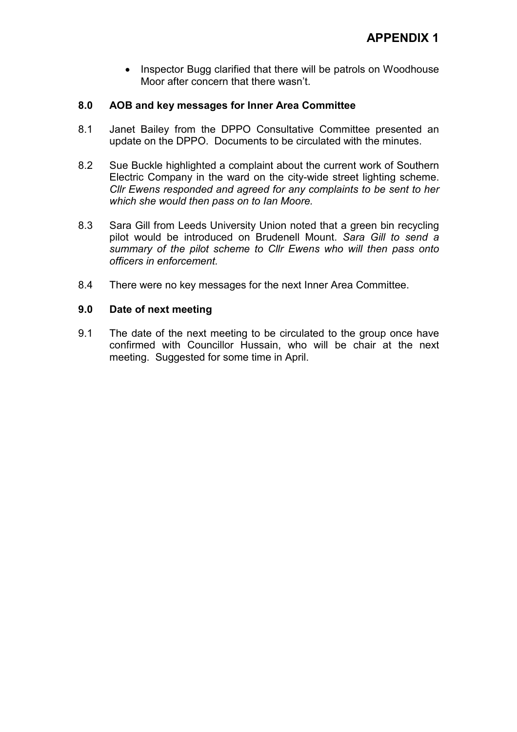# APPENDIX 1

- Inspector Bugg clarified that there will be patrols on Woodhouse Moor after concern that there wasn't.

## 8.0 AOB and key messages for Inner Area Committee

8.1 Janet Bailey from the DPPO Consultative Committee presented an update on the DPPO. Documents to be circulated with the minutes.

8.2 Sue Buckle highlighted a complaint about the current work of Southern Electric Company in the ward on the city-wide street lighting scheme. *Cllr Ewens responded and agreed for any complaints to be sent to her which she would then pass on to Ian Moore.*

8.3 Sara Gill from Leeds University Union noted that a green bin recycling pilot would be introduced on Brudenell Mount. *Sara Gill to send a summary of the pilot scheme to Cllr Ewens who will then pass onto officers in enforcement.*

8.4 There were no key messages for the next Inner Area Committee.

## 9.0 Date of next meeting

9.1 The date of the next meeting to be circulated to the group once have confirmed with Councillor Hussain, who will be chair at the next meeting. Suggested for some time in April.